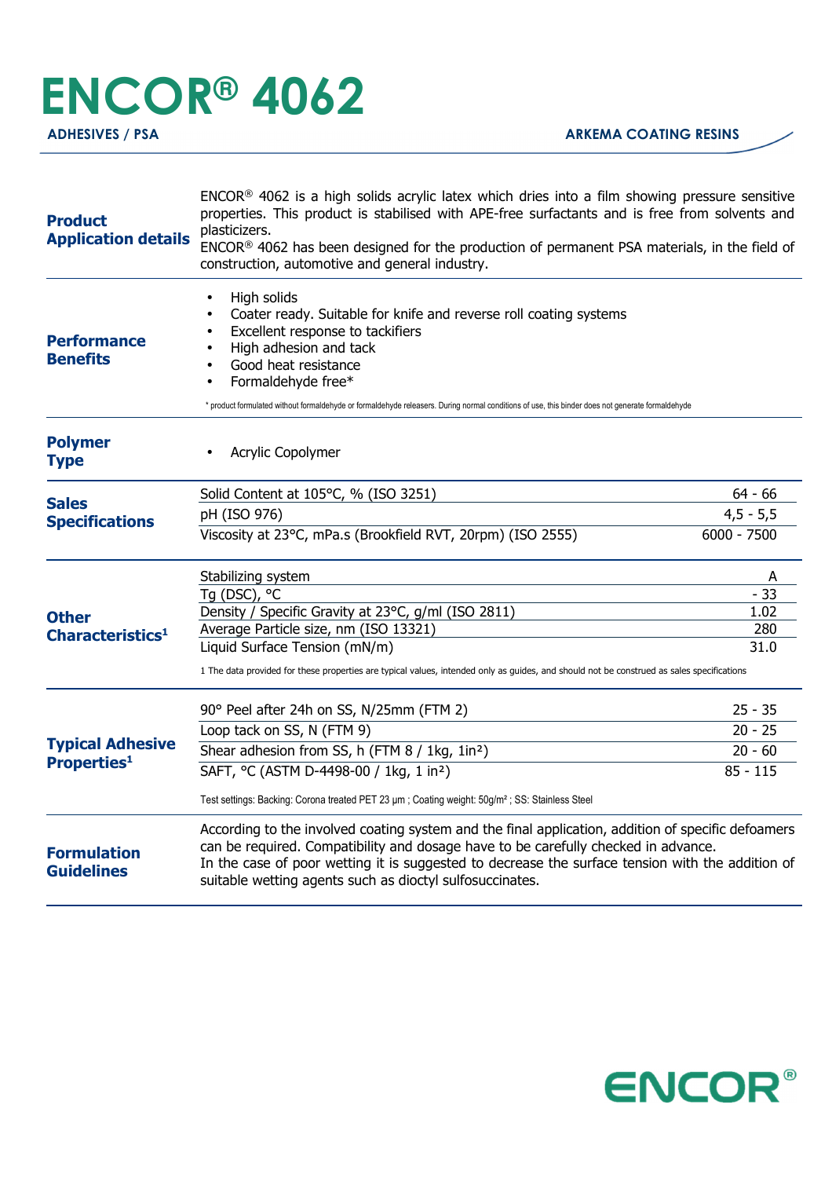# ENCOR® 4062

ADHESIVES / PSA

ARKEMA COATING RESINS

## Product Application details

ENCOR® 4062 is a high solids acrylic latex which dries into a film showing pressure sensitive properties. This product is stabilised with APE-free surfactants and is free from solvents and plasticizers.
ENCOR® 4062 has been designed for the production of permanent PSA materials, in the field of construction, automotive and general industry.

## Performance Benefits

- High solids
- Coater ready. Suitable for knife and reverse roll coating systems
- Excellent response to tackifiers
- High adhesion and tack
- Good heat resistance
- Formaldehyde free*

* product formulated without formaldehyde or formaldehyde releasers. During normal conditions of use, this binder does not generate formaldehyde

## Polymer Type

- Acrylic Copolymer

## Sales Specifications

| Property | Value |
|---|---|
| Solid Content at 105°C, % (ISO 3251) | 64 - 66 |
| pH (ISO 976) | 4,5 - 5,5 |
| Viscosity at 23°C, mPa.s (Brookfield RVT, 20rpm) (ISO 2555) | 6000 - 7500 |

## Other Characteristics[1]

| Property | Value |
|---|---|
| Stabilizing system | A |
| Tg (DSC), °C | - 33 |
| Density / Specific Gravity at 23°C, g/ml (ISO 2811) | 1.02 |
| Average Particle size, nm (ISO 13321) | 280 |
| Liquid Surface Tension (mN/m) | 31.0 |

1 The data provided for these properties are typical values, intended only as guides, and should not be construed as sales specifications

## Typical Adhesive Properties[1]

| Property | Value |
|---|---|
| 90° Peel after 24h on SS, N/25mm (FTM 2) | 25 - 35 |
| Loop tack on SS, N (FTM 9) | 20 - 25 |
| Shear adhesion from SS, h (FTM 8 / 1kg, 1in²) | 20 - 60 |
| SAFT, °C (ASTM D-4498-00 / 1kg, 1 in²) | 85 - 115 |

Test settings: Backing: Corona treated PET 23 µm ; Coating weight: 50g/m² ; SS: Stainless Steel

## Formulation Guidelines

According to the involved coating system and the final application, addition of specific defoamers can be required. Compatibility and dosage have to be carefully checked in advance.
In the case of poor wetting it is suggested to decrease the surface tension with the addition of suitable wetting agents such as dioctyl sulfosuccinates.

ENCOR®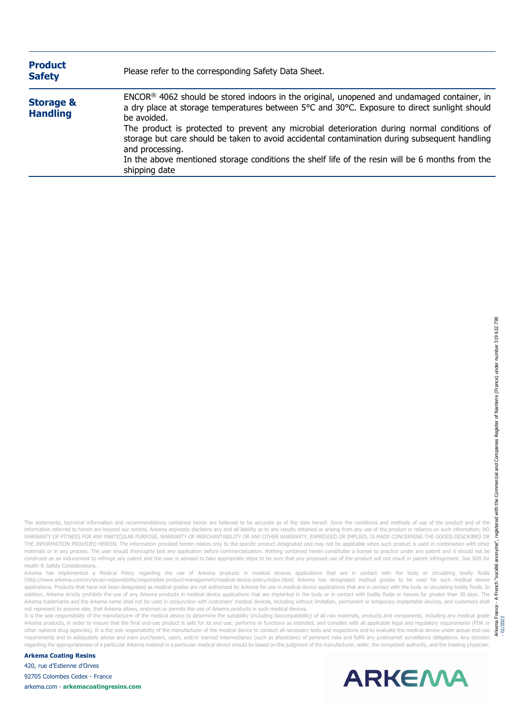| | |
|---|---|
| **Product Safety** | Please refer to the corresponding Safety Data Sheet. |
| **Storage & Handling** | ENCOR® 4062 should be stored indoors in the original, unopened and undamaged container, in a dry place at storage temperatures between 5°C and 30°C. Exposure to direct sunlight should be avoided.<br>The product is protected to prevent any microbial deterioration during normal conditions of storage but care should be taken to avoid accidental contamination during subsequent handling and processing.<br>In the above mentioned storage conditions the shelf life of the resin will be 6 months from the shipping date |

The statements, technical information and recommendations contained herein are believed to be accurate as of the date hereof. Since the conditions and methods of use of the product and of the information referred to herein are beyond our control, Arkema expressly disclaims any and all liability as to any results obtained or arising from any use of the product or reliance on such information; NO WARRANTY OF FITNESS FOR ANY PARTICULAR PURPOSE, WARRANTY OF MERCHANTABILITY OR ANY OTHER WARRANTY, EXPRESSED OR IMPLIED, IS MADE CONCERNING THE GOODS DESCRIBED OR THE INFORMATION PROVIDED HEREIN. The information provided herein relates only to the specific product designated and may not be applicable when such product is used in combination with other materials or in any process. The user should thoroughly test any application before commercialization. Nothing contained herein constitutes a license to practice under any patent and it should not be construed as an inducement to infringe any patent and the user is advised to take appropriate steps to be sure that any proposed use of the product will not result in patent infringement. See SDS for Health & Safety Considerations.

Arkema has implemented a Medical Policy regarding the use of Arkema products in medical devices applications that are in contact with the body or circulating bodily fluids (http://www.arkema.com/en/social-responsibility/responsible-product-management/medical-device-policy/index.html) Arkema has designated medical grades to be used for such medical device applications. Products that have not been designated as medical grades are not authorized by Arkema for use in medical device applications that are in contact with the body or circulating bodily fluids. In addition, Arkema strictly prohibits the use of any Arkema products in medical device applications that are implanted in the body or in contact with bodily fluids or tissues for greater than 30 days. The Arkema trademarks and the Arkema name shall not be used in conjunction with customers' medical devices, including without limitation, permanent or temporary implantable devices, and customers shall not represent to anyone else, that Arkema allows, endorses or permits the use of Arkema products in such medical devices.

It is the sole responsibility of the manufacturer of the medical device to determine the suitability (including biocompatibility) of all raw materials, products and components, including any medical grade Arkema products, in order to ensure that the final end-use product is safe for its end use; performs or functions as intended; and complies with all applicable legal and regulatory requirements (FDA or other national drug agencies). It is the sole responsibility of the manufacturer of the medical device to conduct all necessary tests and inspections and to evaluate the medical device under actual end-use requirements and to adequately advise and warn purchasers, users, and/or learned intermediaries (such as physicians) of pertinent risks and fulfill any postmarket surveillance obligations. Any decision regarding the appropriateness of a particular Arkema material in a particular medical device should be based on the judgment of the manufacturer, seller, the competent authority, and the treating physician.

**Arkema Coating Resins**
420, rue d'Estienne d'Orves
92705 Colombes Cedex - France
arkema.com - **arkemacoatingresins.com**

ARKEMA

Arkema France - A French "société anonyme", registered with the Commercial and Companies Register of Nanterre (France) under number 319 632 790 - 01/2022